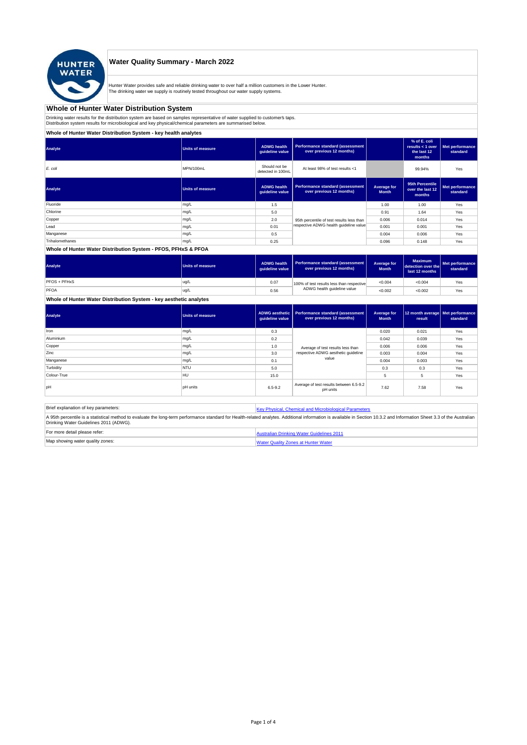# Water Quality Summary - March 2022

Hunter Water provides safe and reliable drinking water to over half a million customers in the Lower Hunter.
The drinking water we supply is routinely tested throughout our water supply systems.

## Whole of Hunter Water Distribution System

Drinking water results for the distribution system are based on samples representative of water supplied to customer's taps.
Distribution system results for microbiological and key physical/chemical parameters are summarised below.

### Whole of Hunter Water Distribution System - key health analytes

| Analyte | Units of measure | ADWG health guideline value | Performance standard (assessment over previous 12 months) | | % of E. coli results < 1 over the last 12 months | Met performance standard |
|---|---|---|---|---|---|---|
| *E. coli* | MPN/100mL | Should not be detected in 100mL | At least 98% of test results <1 | | 99.94% | Yes |

| Analyte | Units of measure | ADWG health guideline value | Performance standard (assessment over previous 12 months) | Average for Month | 95th Percentile over the last 12 months | Met performance standard |
|---|---|---|---|---|---|---|
| Fluoride | mg/L | 1.5 | 95th percentile of test results less than respective ADWG health guideline value | 1.00 | 1.00 | Yes |
| Chlorine | mg/L | 5.0 | | 0.91 | 1.64 | Yes |
| Copper | mg/L | 2.0 | | 0.006 | 0.014 | Yes |
| Lead | mg/L | 0.01 | | 0.001 | 0.001 | Yes |
| Manganese | mg/L | 0.5 | | 0.004 | 0.006 | Yes |
| Trihalomethanes | mg/L | 0.25 | | 0.096 | 0.148 | Yes |

### Whole of Hunter Water Distribution System - PFOS, PFHxS & PFOA

| Analyte | Units of measure | ADWG health guideline value | Performance standard (assessment over previous 12 months) | Average for Month | Maximum detection over the last 12 months | Met performance standard |
|---|---|---|---|---|---|---|
| PFOS + PFHxS | ug/L | 0.07 | 100% of test results less than respective ADWG health guideline value | <0.004 | <0.004 | Yes |
| PFOA | ug/L | 0.56 | | <0.002 | <0.002 | Yes |

### Whole of Hunter Water Distribution System - key aesthetic analytes

| Analyte | Units of measure | ADWG aesthetic guideline value | Performance standard (assessment over previous 12 months) | Average for Month | 12 month average result | Met performance standard |
|---|---|---|---|---|---|---|
| Iron | mg/L | 0.3 | Average of test results less than respective ADWG aesthetic guideline value | 0.020 | 0.021 | Yes |
| Aluminium | mg/L | 0.2 | | 0.042 | 0.039 | Yes |
| Copper | mg/L | 1.0 | | 0.006 | 0.006 | Yes |
| Zinc | mg/L | 3.0 | | 0.003 | 0.004 | Yes |
| Manganese | mg/L | 0.1 | | 0.004 | 0.003 | Yes |
| Turbidity | NTU | 5.0 | | 0.3 | 0.3 | Yes |
| Colour-True | HU | 15.0 | | 5 | 5 | Yes |
| pH | pH units | 6.5-9.2 | Average of test results between 6.5-9.2 pH units | 7.62 | 7.58 | Yes |

| Brief explanation of key parameters: | [Key Physical, Chemical and Microbiological Parameters](#) |
|---|---|
| A 95th percentile is a statistical method to evaluate the long-term performance standard for Health-related analytes. Additional information is available in Section 10.3.2 and Information Sheet 3.3 of the Australian Drinking Water Guidelines 2011 (ADWG). | |
| For more detail please refer: | [Australian Drinking Water Guidelines 2011](#) |
| Map showing water quality zones: | [Water Quality Zones at Hunter Water](#) |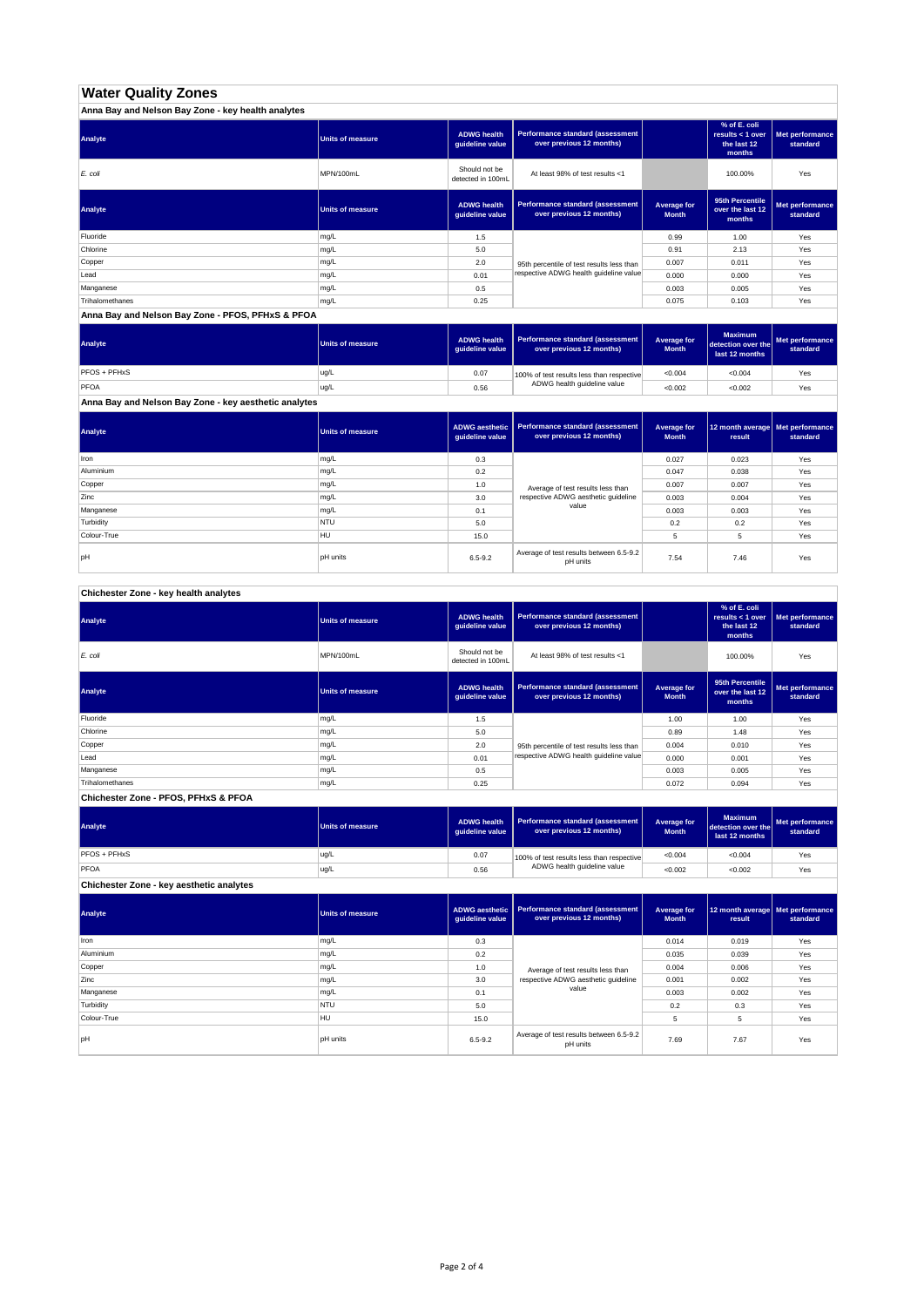# Water Quality Zones

## Anna Bay and Nelson Bay Zone - key health analytes

| Analyte | Units of measure | ADWG health guideline value | Performance standard (assessment over previous 12 months) | | % of E. coli results < 1 over the last 12 months | Met performance standard |
|---|---|---|---|---|---|---|
| *E. coli* | MPN/100mL | Should not be detected in 100mL | At least 98% of test results <1 | | 100.00% | Yes |

| Analyte | Units of measure | ADWG health guideline value | Performance standard (assessment over previous 12 months) | Average for Month | 95th Percentile over the last 12 months | Met performance standard |
|---|---|---|---|---|---|---|
| Fluoride | mg/L | 1.5 | 95th percentile of test results less than respective ADWG health guideline value | 0.99 | 1.00 | Yes |
| Chlorine | mg/L | 5.0 | | 0.91 | 2.13 | Yes |
| Copper | mg/L | 2.0 | | 0.007 | 0.011 | Yes |
| Lead | mg/L | 0.01 | | 0.000 | 0.000 | Yes |
| Manganese | mg/L | 0.5 | | 0.003 | 0.005 | Yes |
| Trihalomethanes | mg/L | 0.25 | | 0.075 | 0.103 | Yes |

## Anna Bay and Nelson Bay Zone - PFOS, PFHxS & PFOA

| Analyte | Units of measure | ADWG health guideline value | Performance standard (assessment over previous 12 months) | Average for Month | Maximum detection over the last 12 months | Met performance standard |
|---|---|---|---|---|---|---|
| PFOS + PFHxS | ug/L | 0.07 | 100% of test results less than respective ADWG health guideline value | <0.004 | <0.004 | Yes |
| PFOA | ug/L | 0.56 | | <0.002 | <0.002 | Yes |

## Anna Bay and Nelson Bay Zone - key aesthetic analytes

| Analyte | Units of measure | ADWG aesthetic guideline value | Performance standard (assessment over previous 12 months) | Average for Month | 12 month average result | Met performance standard |
|---|---|---|---|---|---|---|
| Iron | mg/L | 0.3 | Average of test results less than respective ADWG aesthetic guideline value | 0.027 | 0.023 | Yes |
| Aluminium | mg/L | 0.2 | | 0.047 | 0.038 | Yes |
| Copper | mg/L | 1.0 | | 0.007 | 0.007 | Yes |
| Zinc | mg/L | 3.0 | | 0.003 | 0.004 | Yes |
| Manganese | mg/L | 0.1 | | 0.003 | 0.003 | Yes |
| Turbidity | NTU | 5.0 | | 0.2 | 0.2 | Yes |
| Colour-True | HU | 15.0 | | 5 | 5 | Yes |
| pH | pH units | 6.5-9.2 | Average of test results between 6.5-9.2 pH units | 7.54 | 7.46 | Yes |

## Chichester Zone - key health analytes

| Analyte | Units of measure | ADWG health guideline value | Performance standard (assessment over previous 12 months) | | % of E. coli results < 1 over the last 12 months | Met performance standard |
|---|---|---|---|---|---|---|
| *E. coli* | MPN/100mL | Should not be detected in 100mL | At least 98% of test results <1 | | 100.00% | Yes |

| Analyte | Units of measure | ADWG health guideline value | Performance standard (assessment over previous 12 months) | Average for Month | 95th Percentile over the last 12 months | Met performance standard |
|---|---|---|---|---|---|---|
| Fluoride | mg/L | 1.5 | 95th percentile of test results less than respective ADWG health guideline value | 1.00 | 1.00 | Yes |
| Chlorine | mg/L | 5.0 | | 0.89 | 1.48 | Yes |
| Copper | mg/L | 2.0 | | 0.004 | 0.010 | Yes |
| Lead | mg/L | 0.01 | | 0.000 | 0.001 | Yes |
| Manganese | mg/L | 0.5 | | 0.003 | 0.005 | Yes |
| Trihalomethanes | mg/L | 0.25 | | 0.072 | 0.094 | Yes |

## Chichester Zone - PFOS, PFHxS & PFOA

| Analyte | Units of measure | ADWG health guideline value | Performance standard (assessment over previous 12 months) | Average for Month | Maximum detection over the last 12 months | Met performance standard |
|---|---|---|---|---|---|---|
| PFOS + PFHxS | ug/L | 0.07 | 100% of test results less than respective ADWG health guideline value | <0.004 | <0.004 | Yes |
| PFOA | ug/L | 0.56 | | <0.002 | <0.002 | Yes |

## Chichester Zone - key aesthetic analytes

| Analyte | Units of measure | ADWG aesthetic guideline value | Performance standard (assessment over previous 12 months) | Average for Month | 12 month average result | Met performance standard |
|---|---|---|---|---|---|---|
| Iron | mg/L | 0.3 | Average of test results less than respective ADWG aesthetic guideline value | 0.014 | 0.019 | Yes |
| Aluminium | mg/L | 0.2 | | 0.035 | 0.039 | Yes |
| Copper | mg/L | 1.0 | | 0.004 | 0.006 | Yes |
| Zinc | mg/L | 3.0 | | 0.001 | 0.002 | Yes |
| Manganese | mg/L | 0.1 | | 0.003 | 0.002 | Yes |
| Turbidity | NTU | 5.0 | | 0.2 | 0.3 | Yes |
| Colour-True | HU | 15.0 | | 5 | 5 | Yes |
| pH | pH units | 6.5-9.2 | Average of test results between 6.5-9.2 pH units | 7.69 | 7.67 | Yes |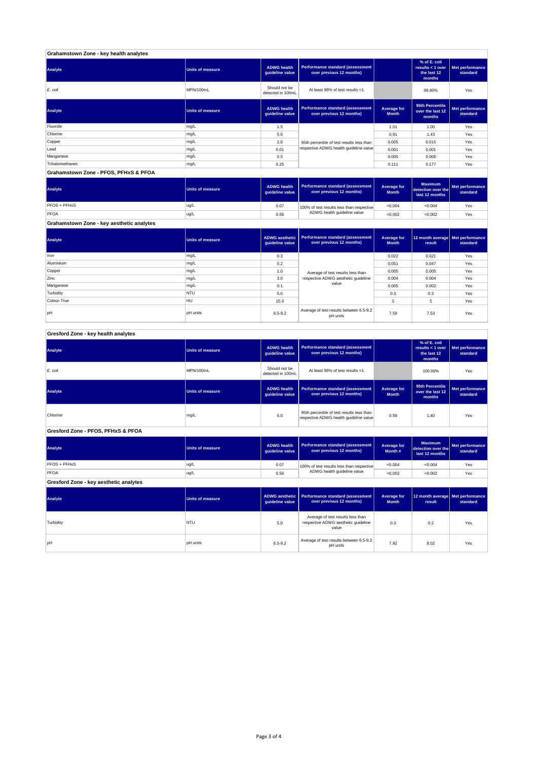## Grahamstown Zone - key health analytes

| Analyte | Units of measure | ADWG health guideline value | Performance standard (assessment over previous 12 months) | | % of E. coli results < 1 over the last 12 months | Met performance standard |
|---|---|---|---|---|---|---|
| *E. coli* | MPN/100mL | Should not be detected in 100mL | At least 98% of test results <1 | | 99.90% | Yes |

| Analyte | Units of measure | ADWG health guideline value | Performance standard (assessment over previous 12 months) | Average for Month | 95th Percentile over the last 12 months | Met performance standard |
|---|---|---|---|---|---|---|
| Fluoride | mg/L | 1.5 | 95th percentile of test results less than respective ADWG health guideline value | 1.01 | 1.00 | Yes |
| Chlorine | mg/L | 5.0 | | 0.91 | 1.43 | Yes |
| Copper | mg/L | 2.0 | | 0.005 | 0.015 | Yes |
| Lead | mg/L | 0.01 | | 0.001 | 0.001 | Yes |
| Manganese | mg/L | 0.5 | | 0.005 | 0.006 | Yes |
| Trihalomethanes | mg/L | 0.25 | | 0.111 | 0.177 | Yes |

## Grahamstown Zone - PFOS, PFHxS & PFOA

| Analyte | Units of measure | ADWG health guideline value | Performance standard (assessment over previous 12 months) | Average for Month | Maximum detection over the last 12 months | Met performance standard |
|---|---|---|---|---|---|---|
| PFOS + PFHxS | ug/L | 0.07 | 100% of test results less than respective ADWG health guideline value | <0.004 | <0.004 | Yes |
| PFOA | ug/L | 0.56 | | <0.002 | <0.002 | Yes |

## Grahamstown Zone - key aesthetic analytes

| Analyte | Units of measure | ADWG aesthetic guideline value | Performance standard (assessment over previous 12 months) | Average for Month | 12 month average result | Met performance standard |
|---|---|---|---|---|---|---|
| Iron | mg/L | 0.3 | Average of test results less than respective ADWG aesthetic guideline value | 0.022 | 0.021 | Yes |
| Aluminium | mg/L | 0.2 | | 0.051 | 0.047 | Yes |
| Copper | mg/L | 1.0 | | 0.005 | 0.005 | Yes |
| Zinc | mg/L | 3.0 | | 0.004 | 0.004 | Yes |
| Manganese | mg/L | 0.1 | | 0.005 | 0.002 | Yes |
| Turbidity | NTU | 5.0 | | 0.3 | 0.3 | Yes |
| Colour-True | HU | 15.0 | | 5 | 5 | Yes |
| pH | pH units | 6.5-9.2 | Average of test results between 6.5-9.2 pH units | 7.59 | 7.53 | Yes |

## Gresford Zone - key health analytes

| Analyte | Units of measure | ADWG health guideline value | Performance standard (assessment over previous 12 months) | | % of E. coli results < 1 over the last 12 months | Met performance standard |
|---|---|---|---|---|---|---|
| *E. coli* | MPN/100mL | Should not be detected in 100mL | At least 98% of test results <1 | | 100.00% | Yes |

| Analyte | Units of measure | ADWG health guideline value | Performance standard (assessment over previous 12 months) | Average for Month | 95th Percentile over the last 12 months | Met performance standard |
|---|---|---|---|---|---|---|
| Chlorine | mg/L | 5.0 | 95th percentile of test results less than respective ADWG health guideline value | 0.59 | 1.40 | Yes |

## Gresford Zone - PFOS, PFHxS & PFOA

| Analyte | Units of measure | ADWG health guideline value | Performance standard (assessment over previous 12 months) | Average for Month # | Maximum detection over the last 12 months | Met performance standard |
|---|---|---|---|---|---|---|
| PFOS + PFHxS | ug/L | 0.07 | 100% of test results less than respective ADWG health guideline value | <0.004 | <0.004 | Yes |
| PFOA | ug/L | 0.56 | | <0.002 | <0.002 | Yes |

## Gresford Zone - key aesthetic analytes

| Analyte | Units of measure | ADWG aesthetic guideline value | Performance standard (assessment over previous 12 months) | Average for Month | 12 month average result | Met performance standard |
|---|---|---|---|---|---|---|
| Turbidity | NTU | 5.0 | Average of test results less than respective ADWG aesthetic guideline value | 0.3 | 0.2 | Yes |
| pH | pH units | 6.5-9.2 | Average of test results between 6.5-9.2 pH units | 7.92 | 8.02 | Yes |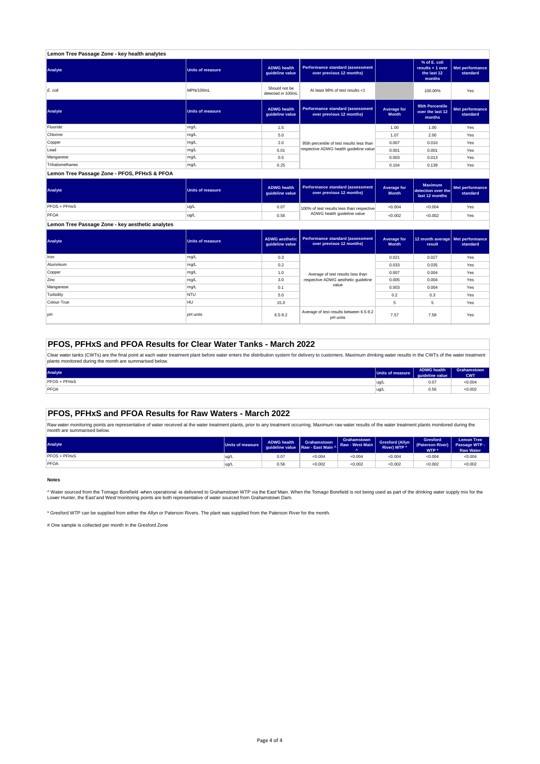### Lemon Tree Passage Zone - key health analytes

| Analyte | Units of measure | ADWG health guideline value | Performance standard (assessment over previous 12 months) | | % of E. coli results < 1 over the last 12 months | Met performance standard |
|---|---|---|---|---|---|---|
| *E. coli* | MPN/100mL | Should not be detected in 100mL | At least 98% of test results <1 | | 100.00% | Yes |

| Analyte | Units of measure | ADWG health guideline value | Performance standard (assessment over previous 12 months) | Average for Month | 95th Percentile over the last 12 months | Met performance standard |
|---|---|---|---|---|---|---|
| Fluoride | mg/L | 1.5 | 95th percentile of test results less than respective ADWG health guideline value | 1.00 | 1.00 | Yes |
| Chlorine | mg/L | 5.0 | | 1.07 | 2.00 | Yes |
| Copper | mg/L | 2.0 | | 0.007 | 0.010 | Yes |
| Lead | mg/L | 0.01 | | 0.001 | 0.001 | Yes |
| Manganese | mg/L | 0.5 | | 0.003 | 0.013 | Yes |
| Trihalomethanes | mg/L | 0.25 | | 0.104 | 0.139 | Yes |

### Lemon Tree Passage Zone - PFOS, PFHxS & PFOA

| Analyte | Units of measure | ADWG health guideline value | Performance standard (assessment over previous 12 months) | Average for Month | Maximum detection over the last 12 months | Met performance standard |
|---|---|---|---|---|---|---|
| PFOS + PFHxS | ug/L | 0.07 | 100% of test results less than respective ADWG health guideline value | <0.004 | <0.004 | Yes |
| PFOA | ug/L | 0.56 | | <0.002 | <0.002 | Yes |

### Lemon Tree Passage Zone - key aesthetic analytes

| Analyte | Units of measure | ADWG aesthetic guideline value | Performance standard (assessment over previous 12 months) | Average for Month | 12 month average result | Met performance standard |
|---|---|---|---|---|---|---|
| Iron | mg/L | 0.3 | Average of test results less than respective ADWG aesthetic guideline value | 0.021 | 0.027 | Yes |
| Aluminium | mg/L | 0.2 | | 0.033 | 0.035 | Yes |
| Copper | mg/L | 1.0 | | 0.007 | 0.004 | Yes |
| Zinc | mg/L | 3.0 | | 0.005 | 0.004 | Yes |
| Manganese | mg/L | 0.1 | | 0.003 | 0.004 | Yes |
| Turbidity | NTU | 5.0 | | 0.2 | 0.3 | Yes |
| Colour-True | HU | 15.0 | | 5 | 5 | Yes |
| pH | pH units | 6.5-9.2 | Average of test results between 6.5-9.2 pH units | 7.57 | 7.58 | Yes |

## PFOS, PFHxS and PFOA Results for Clear Water Tanks - March 2022

Clear water tanks (CWTs) are the final point at each water treatment plant before water enters the distribution system for delivery to customers. Maximum drinking water results in the CWTs of the water treatment plants monitored during the month are summarised below.

| Analyte | Units of measure | ADWG health guideline value | Grahamstown CWT |
|---|---|---|---|
| PFOS + PFHxS | ug/L | 0.07 | <0.004 |
| PFOA | ug/L | 0.56 | <0.002 |

## PFOS, PFHxS and PFOA Results for Raw Waters - March 2022

Raw water monitoring points are representative of water received at the water treatment plants, prior to any treatment occurring. Maximum raw water results of the water treatment plants monitored during the month are summarised below.

| Analyte | Units of measure | ADWG health guideline value | Grahamstown Raw - East Main ^ | Grahamstown Raw - West Main ^ | Gresford (Allyn River) WTP * | Gresford (Paterson River) WTP * | Lemon Tree Passage WTP - Raw Water |
|---|---|---|---|---|---|---|---|
| PFOS + PFHxS | ug/L | 0.07 | <0.004 | <0.004 | <0.004 | <0.004 | <0.004 |
| PFOA | ug/L | 0.56 | <0.002 | <0.002 | <0.002 | <0.002 | <0.002 |

**Notes**

^ Water sourced from the Tomago Borefield -when operational -is delivered to Grahamstown WTP via the East'Main. When the Tomago Borefield is not being used as part of the drinking water supply mix for the Lower Hunter, the East'and West'monitoring points are both representative of water sourced from Grahamstown Dam.

* Gresford WTP can be supplied from either the Allyn or Paterson Rivers. The plant was supplied from the Paterson River for the month.

# One sample is collected per month in the Gresford Zone